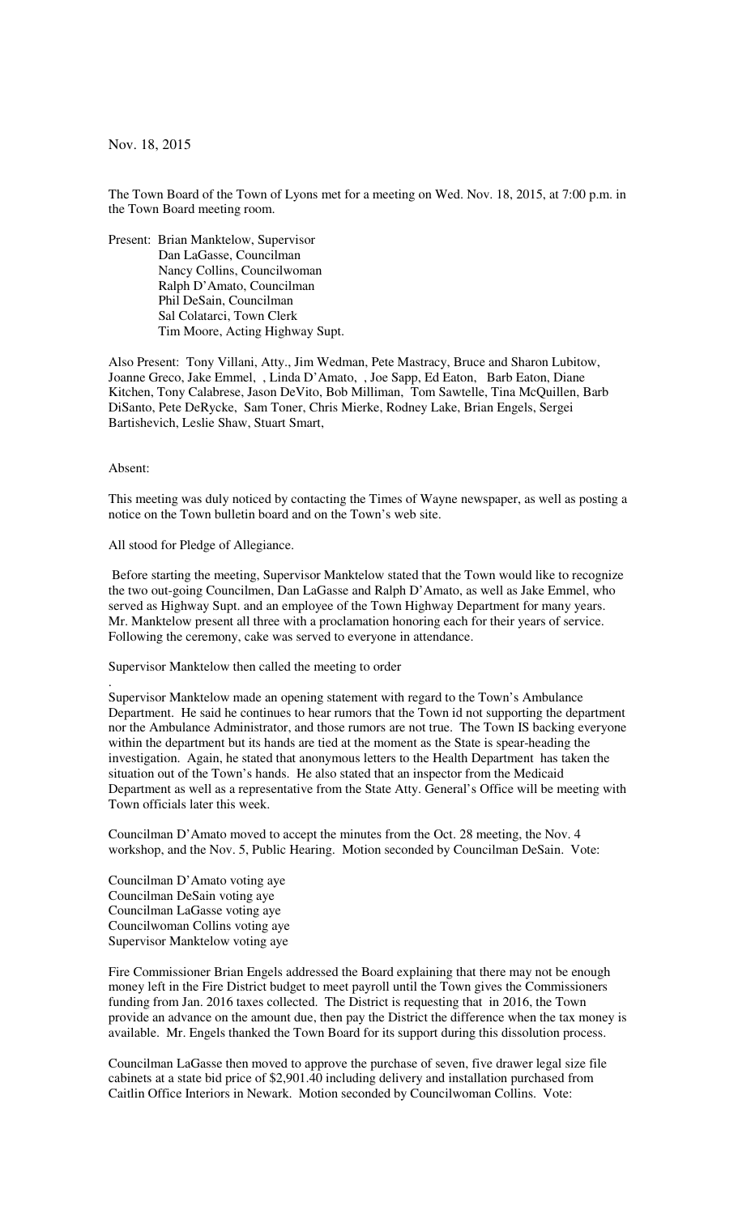Nov. 18, 2015

The Town Board of the Town of Lyons met for a meeting on Wed. Nov. 18, 2015, at 7:00 p.m. in the Town Board meeting room.

Present: Brian Manktelow, Supervisor
Dan LaGasse, Councilman
Nancy Collins, Councilwoman
Ralph D'Amato, Councilman
Phil DeSain, Councilman
Sal Colatarci, Town Clerk
Tim Moore, Acting Highway Supt.

Also Present: Tony Villani, Atty., Jim Wedman, Pete Mastracy, Bruce and Sharon Lubitow, Joanne Greco, Jake Emmel, , Linda D'Amato, , Joe Sapp, Ed Eaton, Barb Eaton, Diane Kitchen, Tony Calabrese, Jason DeVito, Bob Milliman, Tom Sawtelle, Tina McQuillen, Barb DiSanto, Pete DeRycke, Sam Toner, Chris Mierke, Rodney Lake, Brian Engels, Sergei Bartishevich, Leslie Shaw, Stuart Smart,

Absent:

This meeting was duly noticed by contacting the Times of Wayne newspaper, as well as posting a notice on the Town bulletin board and on the Town's web site.

All stood for Pledge of Allegiance.

Before starting the meeting, Supervisor Manktelow stated that the Town would like to recognize the two out-going Councilmen, Dan LaGasse and Ralph D'Amato, as well as Jake Emmel, who served as Highway Supt. and an employee of the Town Highway Department for many years. Mr. Manktelow present all three with a proclamation honoring each for their years of service. Following the ceremony, cake was served to everyone in attendance.

Supervisor Manktelow then called the meeting to order

.
Supervisor Manktelow made an opening statement with regard to the Town's Ambulance Department. He said he continues to hear rumors that the Town id not supporting the department nor the Ambulance Administrator, and those rumors are not true. The Town IS backing everyone within the department but its hands are tied at the moment as the State is spear-heading the investigation. Again, he stated that anonymous letters to the Health Department has taken the situation out of the Town's hands. He also stated that an inspector from the Medicaid Department as well as a representative from the State Atty. General's Office will be meeting with Town officials later this week.

Councilman D'Amato moved to accept the minutes from the Oct. 28 meeting, the Nov. 4 workshop, and the Nov. 5, Public Hearing. Motion seconded by Councilman DeSain. Vote:

Councilman D'Amato voting aye
Councilman DeSain voting aye
Councilman LaGasse voting aye
Councilwoman Collins voting aye
Supervisor Manktelow voting aye

Fire Commissioner Brian Engels addressed the Board explaining that there may not be enough money left in the Fire District budget to meet payroll until the Town gives the Commissioners funding from Jan. 2016 taxes collected. The District is requesting that in 2016, the Town provide an advance on the amount due, then pay the District the difference when the tax money is available. Mr. Engels thanked the Town Board for its support during this dissolution process.

Councilman LaGasse then moved to approve the purchase of seven, five drawer legal size file cabinets at a state bid price of $2,901.40 including delivery and installation purchased from Caitlin Office Interiors in Newark. Motion seconded by Councilwoman Collins. Vote: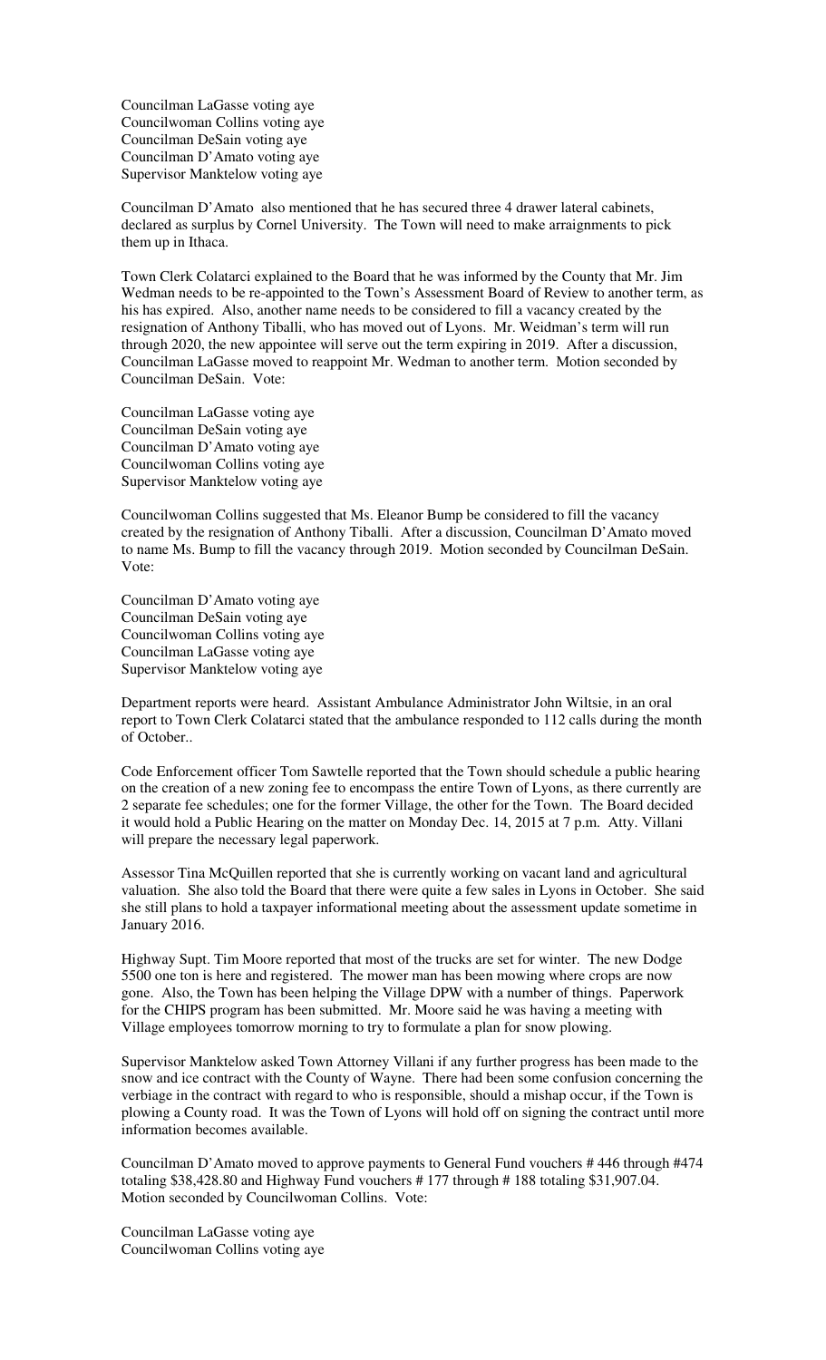Councilman LaGasse voting aye
Councilwoman Collins voting aye
Councilman DeSain voting aye
Councilman D'Amato voting aye
Supervisor Manktelow voting aye

Councilman D'Amato also mentioned that he has secured three 4 drawer lateral cabinets, declared as surplus by Cornel University. The Town will need to make arraignments to pick them up in Ithaca.

Town Clerk Colatarci explained to the Board that he was informed by the County that Mr. Jim Wedman needs to be re-appointed to the Town's Assessment Board of Review to another term, as his has expired. Also, another name needs to be considered to fill a vacancy created by the resignation of Anthony Tiballi, who has moved out of Lyons. Mr. Weidman's term will run through 2020, the new appointee will serve out the term expiring in 2019. After a discussion, Councilman LaGasse moved to reappoint Mr. Wedman to another term. Motion seconded by Councilman DeSain. Vote:

Councilman LaGasse voting aye
Councilman DeSain voting aye
Councilman D'Amato voting aye
Councilwoman Collins voting aye
Supervisor Manktelow voting aye

Councilwoman Collins suggested that Ms. Eleanor Bump be considered to fill the vacancy created by the resignation of Anthony Tiballi. After a discussion, Councilman D'Amato moved to name Ms. Bump to fill the vacancy through 2019. Motion seconded by Councilman DeSain. Vote:

Councilman D'Amato voting aye
Councilman DeSain voting aye
Councilwoman Collins voting aye
Councilman LaGasse voting aye
Supervisor Manktelow voting aye

Department reports were heard. Assistant Ambulance Administrator John Wiltsie, in an oral report to Town Clerk Colatarci stated that the ambulance responded to 112 calls during the month of October..

Code Enforcement officer Tom Sawtelle reported that the Town should schedule a public hearing on the creation of a new zoning fee to encompass the entire Town of Lyons, as there currently are 2 separate fee schedules; one for the former Village, the other for the Town. The Board decided it would hold a Public Hearing on the matter on Monday Dec. 14, 2015 at 7 p.m. Atty. Villani will prepare the necessary legal paperwork.

Assessor Tina McQuillen reported that she is currently working on vacant land and agricultural valuation. She also told the Board that there were quite a few sales in Lyons in October. She said she still plans to hold a taxpayer informational meeting about the assessment update sometime in January 2016.

Highway Supt. Tim Moore reported that most of the trucks are set for winter. The new Dodge 5500 one ton is here and registered. The mower man has been mowing where crops are now gone. Also, the Town has been helping the Village DPW with a number of things. Paperwork for the CHIPS program has been submitted. Mr. Moore said he was having a meeting with Village employees tomorrow morning to try to formulate a plan for snow plowing.

Supervisor Manktelow asked Town Attorney Villani if any further progress has been made to the snow and ice contract with the County of Wayne. There had been some confusion concerning the verbiage in the contract with regard to who is responsible, should a mishap occur, if the Town is plowing a County road. It was the Town of Lyons will hold off on signing the contract until more information becomes available.

Councilman D'Amato moved to approve payments to General Fund vouchers # 446 through #474 totaling $38,428.80 and Highway Fund vouchers # 177 through # 188 totaling $31,907.04. Motion seconded by Councilwoman Collins. Vote:

Councilman LaGasse voting aye
Councilwoman Collins voting aye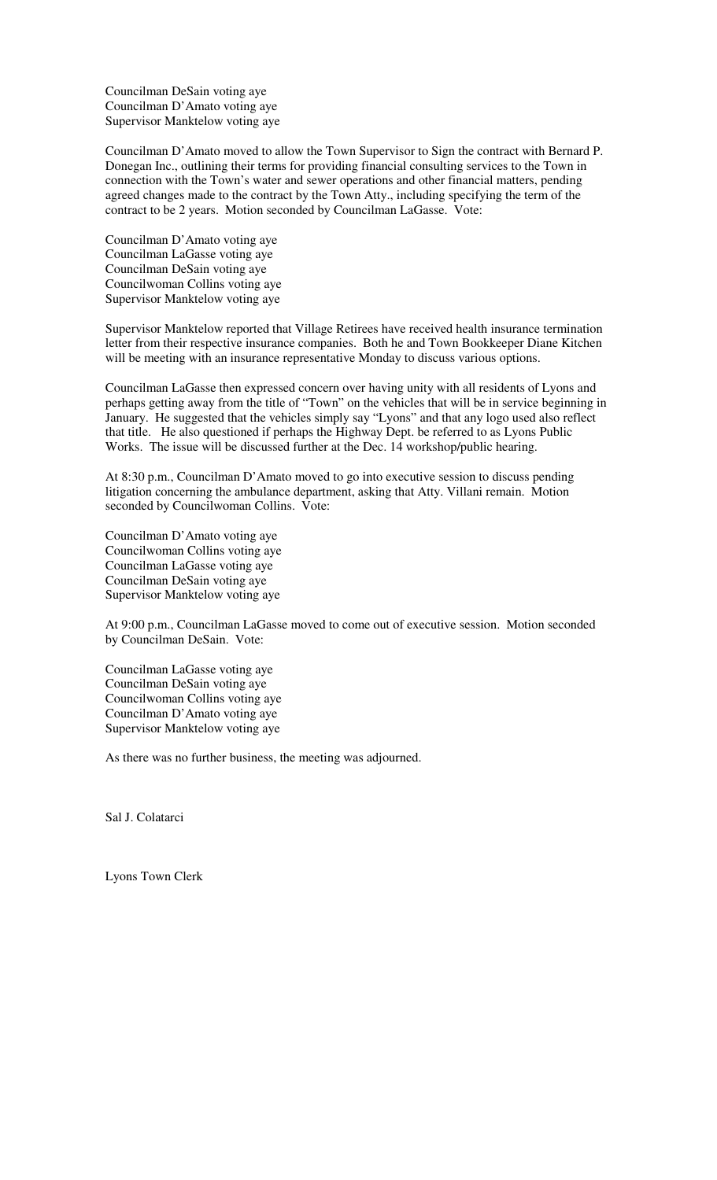Councilman DeSain voting aye
Councilman D'Amato voting aye
Supervisor Manktelow voting aye

Councilman D'Amato moved to allow the Town Supervisor to Sign the contract with Bernard P. Donegan Inc., outlining their terms for providing financial consulting services to the Town in connection with the Town's water and sewer operations and other financial matters, pending agreed changes made to the contract by the Town Atty., including specifying the term of the contract to be 2 years. Motion seconded by Councilman LaGasse. Vote:

Councilman D'Amato voting aye
Councilman LaGasse voting aye
Councilman DeSain voting aye
Councilwoman Collins voting aye
Supervisor Manktelow voting aye

Supervisor Manktelow reported that Village Retirees have received health insurance termination letter from their respective insurance companies. Both he and Town Bookkeeper Diane Kitchen will be meeting with an insurance representative Monday to discuss various options.

Councilman LaGasse then expressed concern over having unity with all residents of Lyons and perhaps getting away from the title of "Town" on the vehicles that will be in service beginning in January. He suggested that the vehicles simply say "Lyons" and that any logo used also reflect that title. He also questioned if perhaps the Highway Dept. be referred to as Lyons Public Works. The issue will be discussed further at the Dec. 14 workshop/public hearing.

At 8:30 p.m., Councilman D'Amato moved to go into executive session to discuss pending litigation concerning the ambulance department, asking that Atty. Villani remain. Motion seconded by Councilwoman Collins. Vote:

Councilman D'Amato voting aye
Councilwoman Collins voting aye
Councilman LaGasse voting aye
Councilman DeSain voting aye
Supervisor Manktelow voting aye

At 9:00 p.m., Councilman LaGasse moved to come out of executive session. Motion seconded by Councilman DeSain. Vote:

Councilman LaGasse voting aye
Councilman DeSain voting aye
Councilwoman Collins voting aye
Councilman D'Amato voting aye
Supervisor Manktelow voting aye

As there was no further business, the meeting was adjourned.

Sal J. Colatarci

Lyons Town Clerk